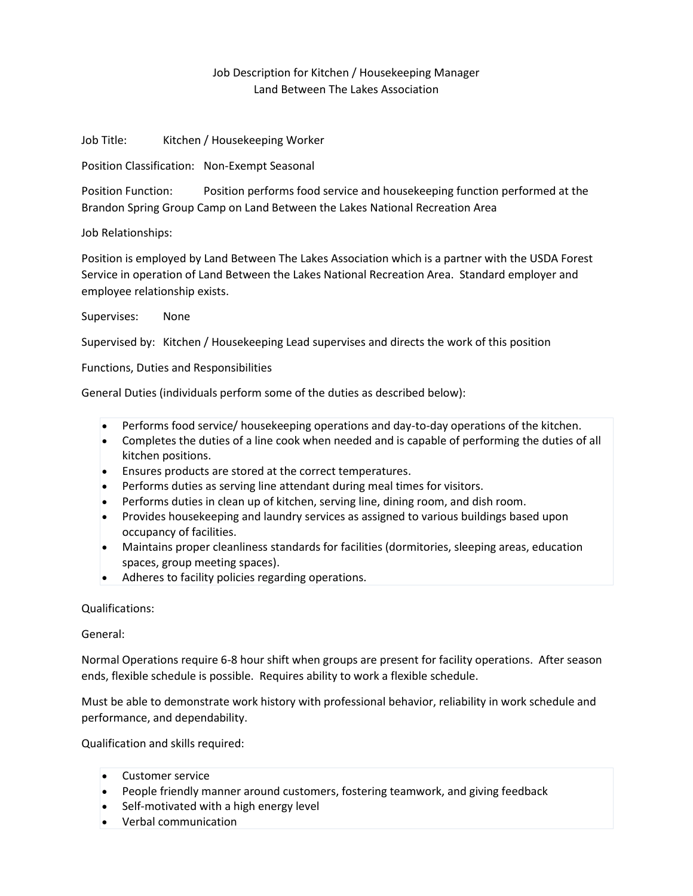# Job Description for Kitchen / Housekeeping Manager
## Land Between The Lakes Association

Job Title: Kitchen / Housekeeping Worker

Position Classification: Non-Exempt Seasonal

Position Function: Position performs food service and housekeeping function performed at the Brandon Spring Group Camp on Land Between the Lakes National Recreation Area

Job Relationships:

Position is employed by Land Between The Lakes Association which is a partner with the USDA Forest Service in operation of Land Between the Lakes National Recreation Area. Standard employer and employee relationship exists.

Supervises: None

Supervised by: Kitchen / Housekeeping Lead supervises and directs the work of this position

Functions, Duties and Responsibilities

General Duties (individuals perform some of the duties as described below):

- Performs food service/ housekeeping operations and day-to-day operations of the kitchen.
- Completes the duties of a line cook when needed and is capable of performing the duties of all kitchen positions.
- Ensures products are stored at the correct temperatures.
- Performs duties as serving line attendant during meal times for visitors.
- Performs duties in clean up of kitchen, serving line, dining room, and dish room.
- Provides housekeeping and laundry services as assigned to various buildings based upon occupancy of facilities.
- Maintains proper cleanliness standards for facilities (dormitories, sleeping areas, education spaces, group meeting spaces).
- Adheres to facility policies regarding operations.

Qualifications:

General:

Normal Operations require 6-8 hour shift when groups are present for facility operations. After season ends, flexible schedule is possible. Requires ability to work a flexible schedule.

Must be able to demonstrate work history with professional behavior, reliability in work schedule and performance, and dependability.

Qualification and skills required:

- Customer service
- People friendly manner around customers, fostering teamwork, and giving feedback
- Self-motivated with a high energy level
- Verbal communication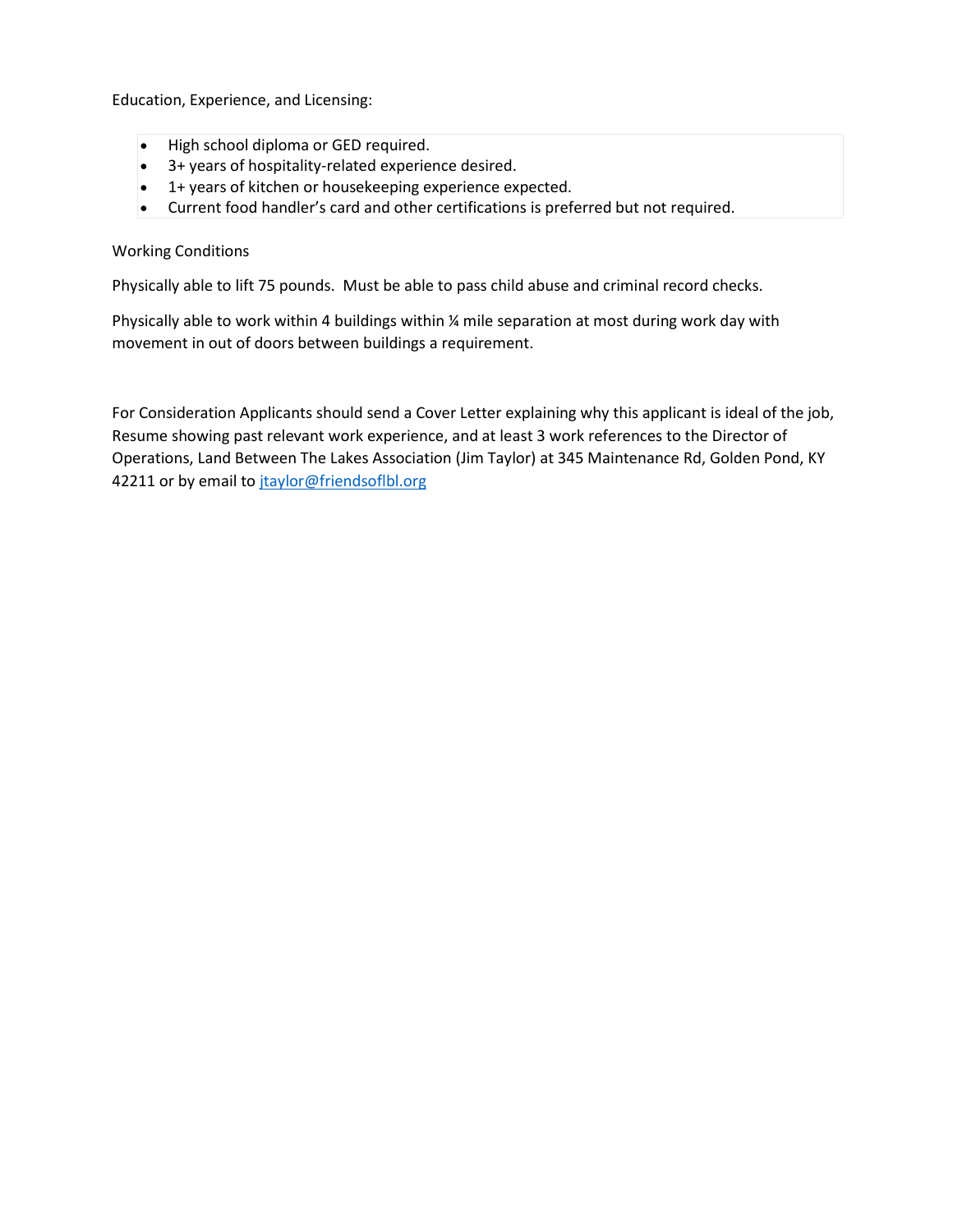Education, Experience, and Licensing:

- High school diploma or GED required.
- 3+ years of hospitality-related experience desired.
- 1+ years of kitchen or housekeeping experience expected.
- Current food handler's card and other certifications is preferred but not required.

Working Conditions

Physically able to lift 75 pounds. Must be able to pass child abuse and criminal record checks.

Physically able to work within 4 buildings within ¼ mile separation at most during work day with movement in out of doors between buildings a requirement.

For Consideration Applicants should send a Cover Letter explaining why this applicant is ideal of the job, Resume showing past relevant work experience, and at least 3 work references to the Director of Operations, Land Between The Lakes Association (Jim Taylor) at 345 Maintenance Rd, Golden Pond, KY 42211 or by email to [jtaylor@friendsoflbl.org](mailto:jtaylor@friendsoflbl.org)